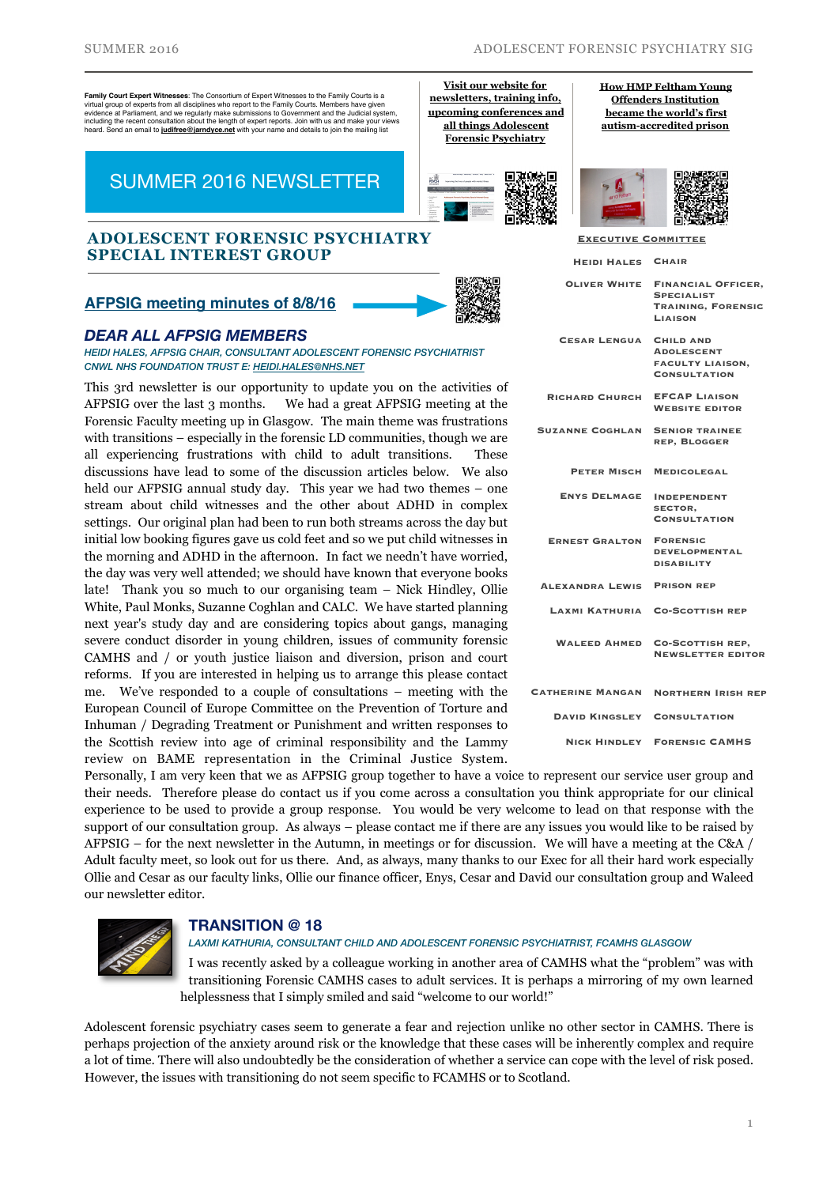**Family Court Expert Witnesses**: The Consortium of Expert Witnesses to the Family Courts is a virtual group of experts from all disciplines who report to the Family Courts. Members have given evidence at Parliament, and we regularly make submissions to Government and the Judicial system, including the recent consultation about the length of expert reports. Join with us and make your views heard. Send an email to **judifree@jarndyce.net** with your name and details to join the mailing list

**Visit our website for newsletters, training info, upcoming conferences and all things Adolescent Forensic Psychiatry**

**How HMP Feltham Young Offenders Institution became the world's first autism-accredited prison**

# SUMMER 2016 NEWSLETTER

# ADOLESCENT FORENSIC PSYCHIATRY SPECIAL INTEREST GROUP

## AFPSIG meeting minutes of 8/8/16

## DEAR ALL AFPSIG MEMBERS

*HEIDI HALES, AFPSIG CHAIR, CONSULTANT ADOLESCENT FORENSIC PSYCHIATRIST CNWL NHS FOUNDATION TRUST E: HEIDI.HALES@NHS.NET*

This 3rd newsletter is our opportunity to update you on the activities of AFPSIG over the last 3 months. We had a great AFPSIG meeting at the Forensic Faculty meeting up in Glasgow. The main theme was frustrations with transitions – especially in the forensic LD communities, though we are all experiencing frustrations with child to adult transitions. These discussions have lead to some of the discussion articles below. We also held our AFPSIG annual study day. This year we had two themes – one stream about child witnesses and the other about ADHD in complex settings. Our original plan had been to run both streams across the day but initial low booking figures gave us cold feet and so we put child witnesses in the morning and ADHD in the afternoon. In fact we needn't have worried, the day was very well attended; we should have known that everyone books late! Thank you so much to our organising team – Nick Hindley, Ollie White, Paul Monks, Suzanne Coghlan and CALC. We have started planning next year's study day and are considering topics about gangs, managing severe conduct disorder in young children, issues of community forensic CAMHS and / or youth justice liaison and diversion, prison and court reforms. If you are interested in helping us to arrange this please contact me. We've responded to a couple of consultations – meeting with the European Council of Europe Committee on the Prevention of Torture and Inhuman / Degrading Treatment or Punishment and written responses to the Scottish review into age of criminal responsibility and the Lammy review on BAME representation in the Criminal Justice System. Personally, I am very keen that we as AFPSIG group together to have a voice to represent our service user group and their needs. Therefore please do contact us if you come across a consultation you think appropriate for our clinical experience to be used to provide a group response. You would be very welcome to lead on that response with the support of our consultation group. As always – please contact me if there are any issues you would like to be raised by AFPSIG – for the next newsletter in the Autumn, in meetings or for discussion. We will have a meeting at the C&A / Adult faculty meet, so look out for us there. And, as always, many thanks to our Exec for all their hard work especially Ollie and Cesar as our faculty links, Ollie our finance officer, Enys, Cesar and David our consultation group and Waleed our newsletter editor.

### EXECUTIVE COMMITTEE

| Name | Role |
|---|---|
| Heidi Hales | Chair |
| Oliver White | Financial Officer, Specialist Training, Forensic Liaison |
| Cesar Lengua | Child and Adolescent Faculty Liaison, Consultation |
| Richard Church | EFCAP Liaison Website Editor |
| Suzanne Coghlan | Senior Trainee Rep, Blogger |
| Peter Misch | Medicolegal |
| Enys Delmage | Independent Sector, Consultation |
| Ernest Gralton | Forensic Developmental Disability |
| Alexandra Lewis | Prison Rep |
| Laxmi Kathuria | Co-Scottish Rep |
| Waleed Ahmed | Co-Scottish Rep, Newsletter Editor |
| Catherine Mangan | Northern Irish Rep |
| David Kingsley | Consultation |
| Nick Hindley | Forensic CAMHS |

## TRANSITION @ 18

*LAXMI KATHURIA, CONSULTANT CHILD AND ADOLESCENT FORENSIC PSYCHIATRIST, FCAMHS GLASGOW*

I was recently asked by a colleague working in another area of CAMHS what the "problem" was with transitioning Forensic CAMHS cases to adult services. It is perhaps a mirroring of my own learned helplessness that I simply smiled and said "welcome to our world!"

Adolescent forensic psychiatry cases seem to generate a fear and rejection unlike no other sector in CAMHS. There is perhaps projection of the anxiety around risk or the knowledge that these cases will be inherently complex and require a lot of time. There will also undoubtedly be the consideration of whether a service can cope with the level of risk posed. However, the issues with transitioning do not seem specific to FCAMHS or to Scotland.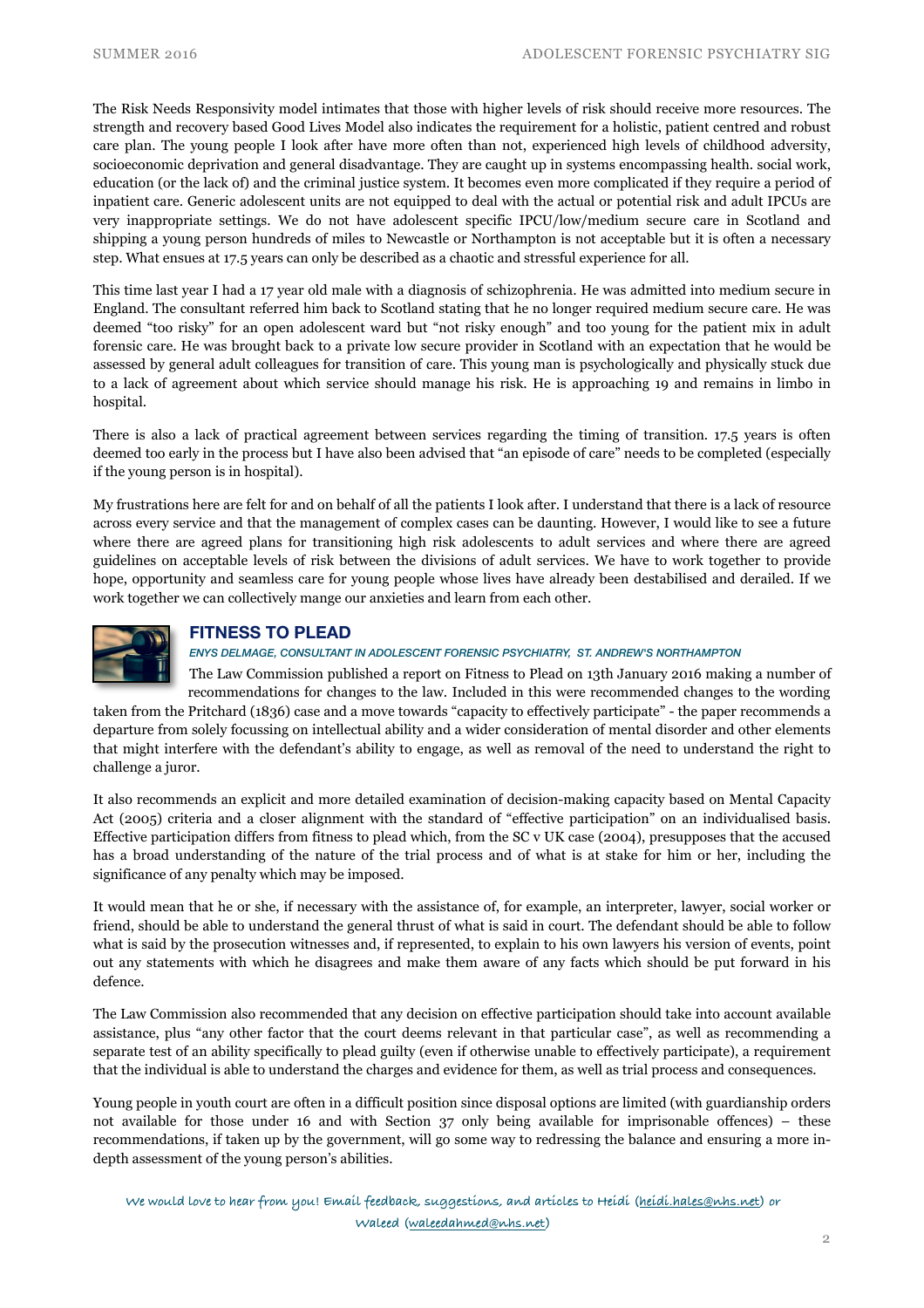The Risk Needs Responsivity model intimates that those with higher levels of risk should receive more resources. The strength and recovery based Good Lives Model also indicates the requirement for a holistic, patient centred and robust care plan. The young people I look after have more often than not, experienced high levels of childhood adversity, socioeconomic deprivation and general disadvantage. They are caught up in systems encompassing health. social work, education (or the lack of) and the criminal justice system. It becomes even more complicated if they require a period of inpatient care. Generic adolescent units are not equipped to deal with the actual or potential risk and adult IPCUs are very inappropriate settings. We do not have adolescent specific IPCU/low/medium secure care in Scotland and shipping a young person hundreds of miles to Newcastle or Northampton is not acceptable but it is often a necessary step. What ensues at 17.5 years can only be described as a chaotic and stressful experience for all.

This time last year I had a 17 year old male with a diagnosis of schizophrenia. He was admitted into medium secure in England. The consultant referred him back to Scotland stating that he no longer required medium secure care. He was deemed "too risky" for an open adolescent ward but "not risky enough" and too young for the patient mix in adult forensic care. He was brought back to a private low secure provider in Scotland with an expectation that he would be assessed by general adult colleagues for transition of care. This young man is psychologically and physically stuck due to a lack of agreement about which service should manage his risk. He is approaching 19 and remains in limbo in hospital.

There is also a lack of practical agreement between services regarding the timing of transition. 17.5 years is often deemed too early in the process but I have also been advised that "an episode of care" needs to be completed (especially if the young person is in hospital).

My frustrations here are felt for and on behalf of all the patients I look after. I understand that there is a lack of resource across every service and that the management of complex cases can be daunting. However, I would like to see a future where there are agreed plans for transitioning high risk adolescents to adult services and where there are agreed guidelines on acceptable levels of risk between the divisions of adult services. We have to work together to provide hope, opportunity and seamless care for young people whose lives have already been destabilised and derailed. If we work together we can collectively mange our anxieties and learn from each other.

## FITNESS TO PLEAD

*ENYS DELMAGE, CONSULTANT IN ADOLESCENT FORENSIC PSYCHIATRY, ST. ANDREW'S NORTHAMPTON*

The Law Commission published a report on Fitness to Plead on 13th January 2016 making a number of recommendations for changes to the law. Included in this were recommended changes to the wording taken from the Pritchard (1836) case and a move towards "capacity to effectively participate" - the paper recommends a departure from solely focussing on intellectual ability and a wider consideration of mental disorder and other elements that might interfere with the defendant's ability to engage, as well as removal of the need to understand the right to challenge a juror.

It also recommends an explicit and more detailed examination of decision-making capacity based on Mental Capacity Act (2005) criteria and a closer alignment with the standard of "effective participation" on an individualised basis. Effective participation differs from fitness to plead which, from the SC v UK case (2004), presupposes that the accused has a broad understanding of the nature of the trial process and of what is at stake for him or her, including the significance of any penalty which may be imposed.

It would mean that he or she, if necessary with the assistance of, for example, an interpreter, lawyer, social worker or friend, should be able to understand the general thrust of what is said in court. The defendant should be able to follow what is said by the prosecution witnesses and, if represented, to explain to his own lawyers his version of events, point out any statements with which he disagrees and make them aware of any facts which should be put forward in his defence.

The Law Commission also recommended that any decision on effective participation should take into account available assistance, plus "any other factor that the court deems relevant in that particular case", as well as recommending a separate test of an ability specifically to plead guilty (even if otherwise unable to effectively participate), a requirement that the individual is able to understand the charges and evidence for them, as well as trial process and consequences.

Young people in youth court are often in a difficult position since disposal options are limited (with guardianship orders not available for those under 16 and with Section 37 only being available for imprisonable offences) – these recommendations, if taken up by the government, will go some way to redressing the balance and ensuring a more in-depth assessment of the young person's abilities.

We would love to hear from you! Email feedback, suggestions, and articles to Heidi (heidi.hales@nhs.net) or Waleed (waleedahmed@nhs.net)